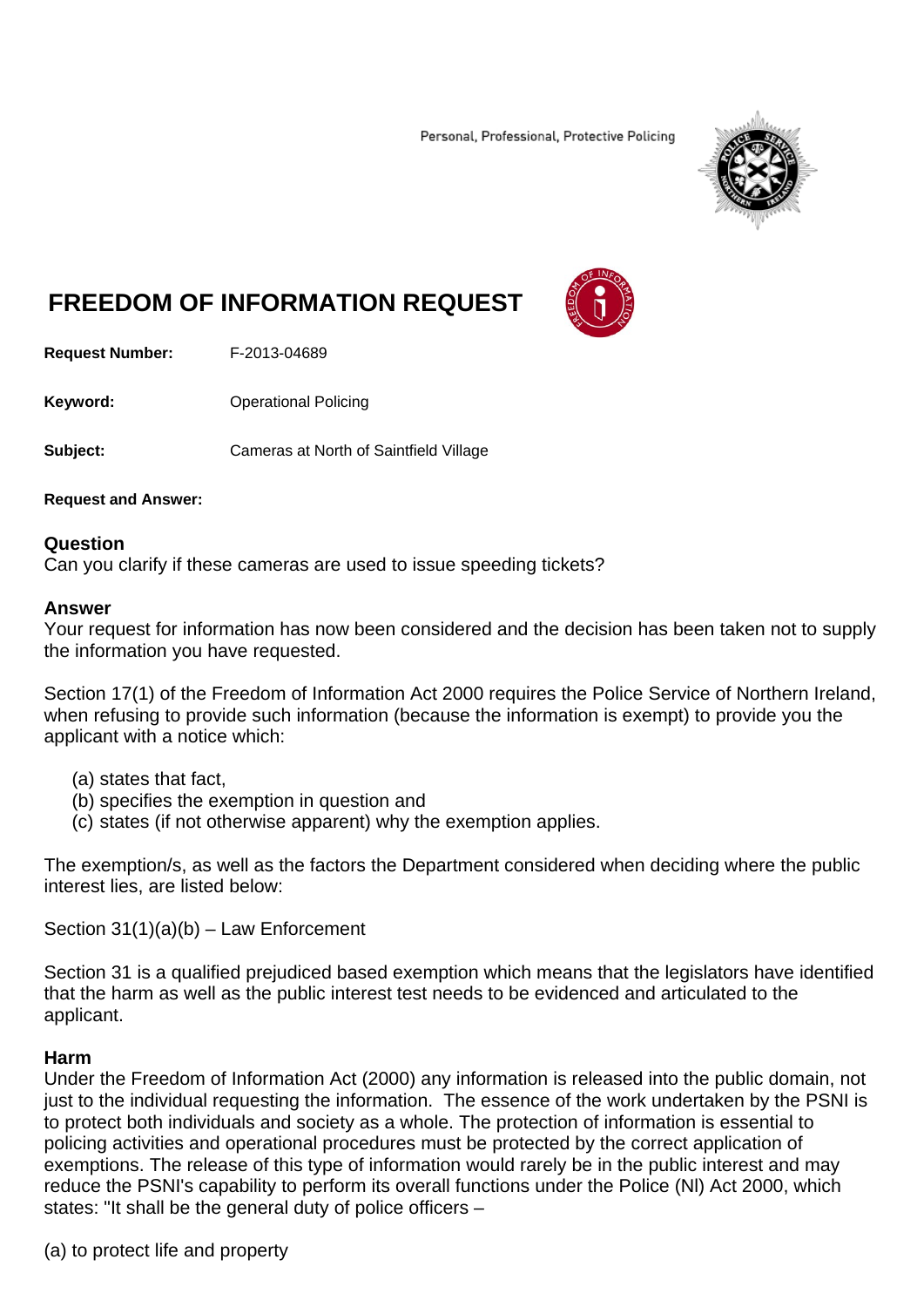Personal, Professional, Protective Policing

# FREEDOM OF INFORMATION REQUEST

**Request Number:** F-2013-04689

**Keyword:** Operational Policing

**Subject:** Cameras at North of Saintfield Village

**Request and Answer:**

**Question**
Can you clarify if these cameras are used to issue speeding tickets?

**Answer**
Your request for information has now been considered and the decision has been taken not to supply the information you have requested.

Section 17(1) of the Freedom of Information Act 2000 requires the Police Service of Northern Ireland, when refusing to provide such information (because the information is exempt) to provide you the applicant with a notice which:

(a) states that fact,
(b) specifies the exemption in question and
(c) states (if not otherwise apparent) why the exemption applies.

The exemption/s, as well as the factors the Department considered when deciding where the public interest lies, are listed below:

Section 31(1)(a)(b) – Law Enforcement

Section 31 is a qualified prejudiced based exemption which means that the legislators have identified that the harm as well as the public interest test needs to be evidenced and articulated to the applicant.

**Harm**
Under the Freedom of Information Act (2000) any information is released into the public domain, not just to the individual requesting the information. The essence of the work undertaken by the PSNI is to protect both individuals and society as a whole. The protection of information is essential to policing activities and operational procedures must be protected by the correct application of exemptions. The release of this type of information would rarely be in the public interest and may reduce the PSNI's capability to perform its overall functions under the Police (NI) Act 2000, which states: "It shall be the general duty of police officers –

(a) to protect life and property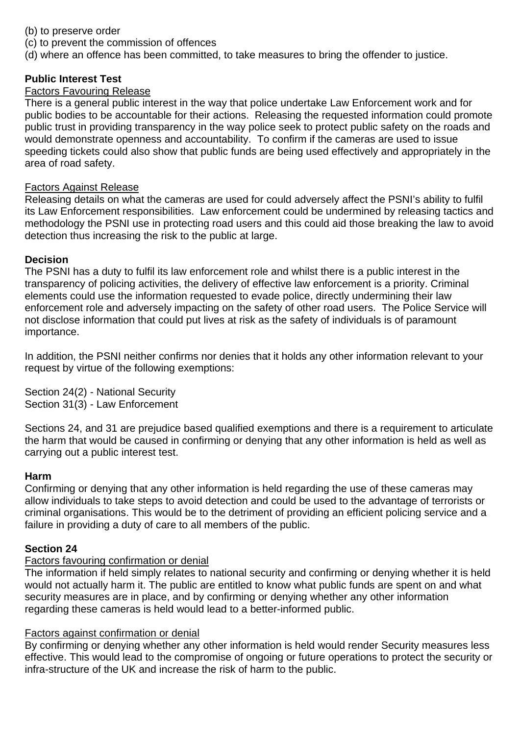(b) to preserve order
(c) to prevent the commission of offences
(d) where an offence has been committed, to take measures to bring the offender to justice.

**Public Interest Test**

Factors Favouring Release

There is a general public interest in the way that police undertake Law Enforcement work and for public bodies to be accountable for their actions. Releasing the requested information could promote public trust in providing transparency in the way police seek to protect public safety on the roads and would demonstrate openness and accountability. To confirm if the cameras are used to issue speeding tickets could also show that public funds are being used effectively and appropriately in the area of road safety.

Factors Against Release

Releasing details on what the cameras are used for could adversely affect the PSNI's ability to fulfil its Law Enforcement responsibilities. Law enforcement could be undermined by releasing tactics and methodology the PSNI use in protecting road users and this could aid those breaking the law to avoid detection thus increasing the risk to the public at large.

**Decision**

The PSNI has a duty to fulfil its law enforcement role and whilst there is a public interest in the transparency of policing activities, the delivery of effective law enforcement is a priority. Criminal elements could use the information requested to evade police, directly undermining their law enforcement role and adversely impacting on the safety of other road users. The Police Service will not disclose information that could put lives at risk as the safety of individuals is of paramount importance.

In addition, the PSNI neither confirms nor denies that it holds any other information relevant to your request by virtue of the following exemptions:

Section 24(2) - National Security
Section 31(3) - Law Enforcement

Sections 24, and 31 are prejudice based qualified exemptions and there is a requirement to articulate the harm that would be caused in confirming or denying that any other information is held as well as carrying out a public interest test.

**Harm**

Confirming or denying that any other information is held regarding the use of these cameras may allow individuals to take steps to avoid detection and could be used to the advantage of terrorists or criminal organisations. This would be to the detriment of providing an efficient policing service and a failure in providing a duty of care to all members of the public.

**Section 24**

Factors favouring confirmation or denial

The information if held simply relates to national security and confirming or denying whether it is held would not actually harm it. The public are entitled to know what public funds are spent on and what security measures are in place, and by confirming or denying whether any other information regarding these cameras is held would lead to a better-informed public.

Factors against confirmation or denial

By confirming or denying whether any other information is held would render Security measures less effective. This would lead to the compromise of ongoing or future operations to protect the security or infra-structure of the UK and increase the risk of harm to the public.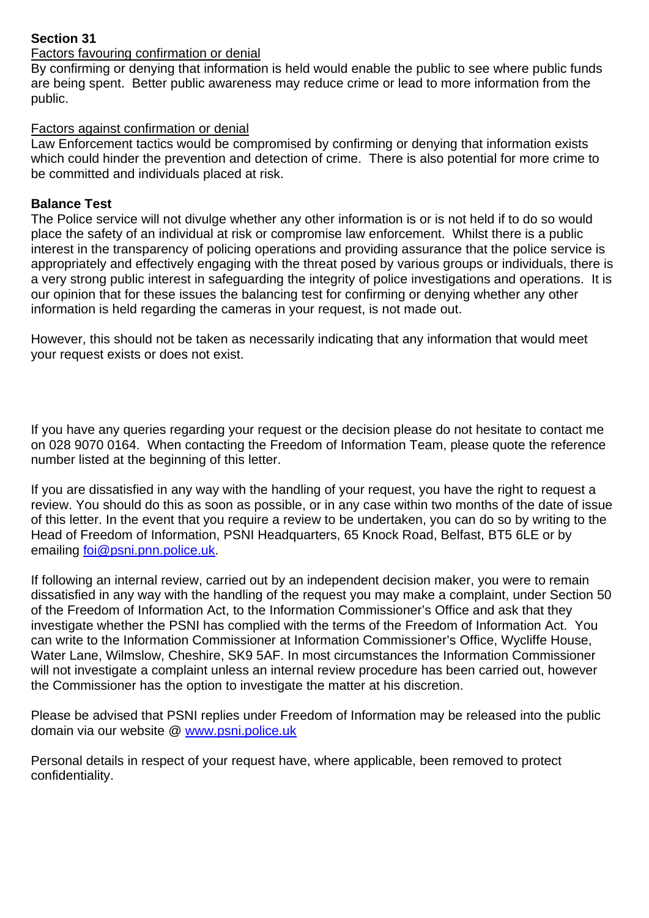**Section 31**

Factors favouring confirmation or denial

By confirming or denying that information is held would enable the public to see where public funds are being spent. Better public awareness may reduce crime or lead to more information from the public.

Factors against confirmation or denial

Law Enforcement tactics would be compromised by confirming or denying that information exists which could hinder the prevention and detection of crime. There is also potential for more crime to be committed and individuals placed at risk.

**Balance Test**

The Police service will not divulge whether any other information is or is not held if to do so would place the safety of an individual at risk or compromise law enforcement. Whilst there is a public interest in the transparency of policing operations and providing assurance that the police service is appropriately and effectively engaging with the threat posed by various groups or individuals, there is a very strong public interest in safeguarding the integrity of police investigations and operations. It is our opinion that for these issues the balancing test for confirming or denying whether any other information is held regarding the cameras in your request, is not made out.

However, this should not be taken as necessarily indicating that any information that would meet your request exists or does not exist.

If you have any queries regarding your request or the decision please do not hesitate to contact me on 028 9070 0164. When contacting the Freedom of Information Team, please quote the reference number listed at the beginning of this letter.

If you are dissatisfied in any way with the handling of your request, you have the right to request a review. You should do this as soon as possible, or in any case within two months of the date of issue of this letter. In the event that you require a review to be undertaken, you can do so by writing to the Head of Freedom of Information, PSNI Headquarters, 65 Knock Road, Belfast, BT5 6LE or by emailing foi@psni.pnn.police.uk.

If following an internal review, carried out by an independent decision maker, you were to remain dissatisfied in any way with the handling of the request you may make a complaint, under Section 50 of the Freedom of Information Act, to the Information Commissioner's Office and ask that they investigate whether the PSNI has complied with the terms of the Freedom of Information Act. You can write to the Information Commissioner at Information Commissioner's Office, Wycliffe House, Water Lane, Wilmslow, Cheshire, SK9 5AF. In most circumstances the Information Commissioner will not investigate a complaint unless an internal review procedure has been carried out, however the Commissioner has the option to investigate the matter at his discretion.

Please be advised that PSNI replies under Freedom of Information may be released into the public domain via our website @ www.psni.police.uk

Personal details in respect of your request have, where applicable, been removed to protect confidentiality.